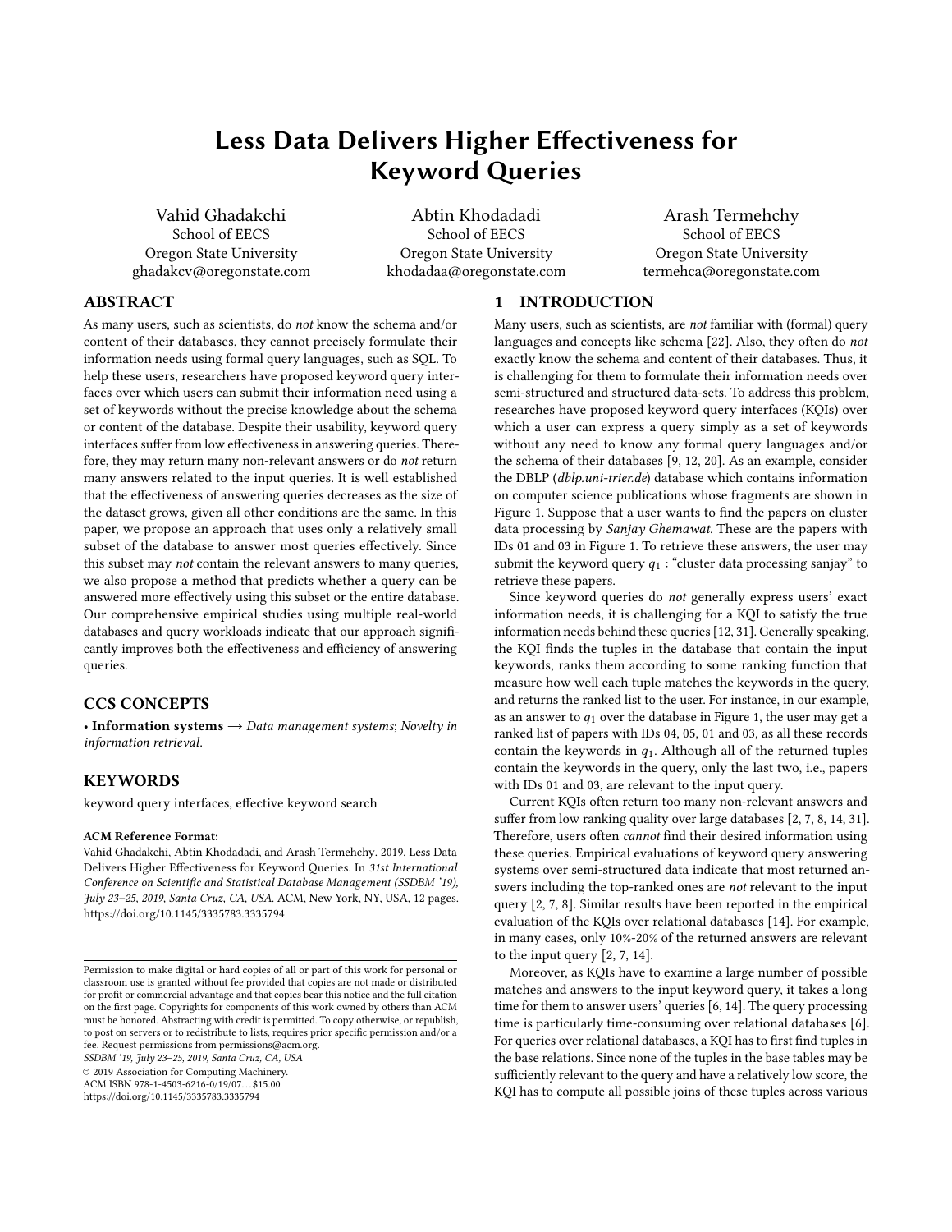# Less Data Delivers Higher Effectiveness for Keyword Queries

Vahid Ghadakchi
School of EECS
Oregon State University
ghadakcv@oregonstate.com

Abtin Khodadadi
School of EECS
Oregon State University
khodadaa@oregonstate.com

Arash Termehchy
School of EECS
Oregon State University
termehca@oregonstate.com

## ABSTRACT

As many users, such as scientists, do *not* know the schema and/or content of their databases, they cannot precisely formulate their information needs using formal query languages, such as SQL. To help these users, researchers have proposed keyword query interfaces over which users can submit their information need using a set of keywords without the precise knowledge about the schema or content of the database. Despite their usability, keyword query interfaces suffer from low effectiveness in answering queries. Therefore, they may return many non-relevant answers or do *not* return many answers related to the input queries. It is well established that the effectiveness of answering queries decreases as the size of the dataset grows, given all other conditions are the same. In this paper, we propose an approach that uses only a relatively small subset of the database to answer most queries effectively. Since this subset may *not* contain the relevant answers to many queries, we also propose a method that predicts whether a query can be answered more effectively using this subset or the entire database. Our comprehensive empirical studies using multiple real-world databases and query workloads indicate that our approach significantly improves both the effectiveness and efficiency of answering queries.

## CCS CONCEPTS

• **Information systems** → *Data management systems*; *Novelty in information retrieval.*

## KEYWORDS

keyword query interfaces, effective keyword search

**ACM Reference Format:**
Vahid Ghadakchi, Abtin Khodadadi, and Arash Termehchy. 2019. Less Data Delivers Higher Effectiveness for Keyword Queries. In *31st International Conference on Scientific and Statistical Database Management (SSDBM '19), July 23–25, 2019, Santa Cruz, CA, USA.* ACM, New York, NY, USA, 12 pages. https://doi.org/10.1145/3335783.3335794

Permission to make digital or hard copies of all or part of this work for personal or classroom use is granted without fee provided that copies are not made or distributed for profit or commercial advantage and that copies bear this notice and the full citation on the first page. Copyrights for components of this work owned by others than ACM must be honored. Abstracting with credit is permitted. To copy otherwise, or republish, to post on servers or to redistribute to lists, requires prior specific permission and/or a fee. Request permissions from permissions@acm.org.
*SSDBM '19, July 23–25, 2019, Santa Cruz, CA, USA*
© 2019 Association for Computing Machinery.
ACM ISBN 978-1-4503-6216-0/19/07…$15.00
https://doi.org/10.1145/3335783.3335794

## 1 INTRODUCTION

Many users, such as scientists, are *not* familiar with (formal) query languages and concepts like schema [22]. Also, they often do *not* exactly know the schema and content of their databases. Thus, it is challenging for them to formulate their information needs over semi-structured and structured data-sets. To address this problem, researches have proposed keyword query interfaces (KQIs) over which a user can express a query simply as a set of keywords without any need to know any formal query languages and/or the schema of their databases [9, 12, 20]. As an example, consider the DBLP (*dblp.uni-trier.de*) database which contains information on computer science publications whose fragments are shown in Figure 1. Suppose that a user wants to find the papers on cluster data processing by *Sanjay Ghemawat*. These are the papers with IDs 01 and 03 in Figure 1. To retrieve these answers, the user may submit the keyword query $q_1$ : "cluster data processing sanjay" to retrieve these papers.

Since keyword queries do *not* generally express users' exact information needs, it is challenging for a KQI to satisfy the true information needs behind these queries [12, 31]. Generally speaking, the KQI finds the tuples in the database that contain the input keywords, ranks them according to some ranking function that measure how well each tuple matches the keywords in the query, and returns the ranked list to the user. For instance, in our example, as an answer to $q_1$ over the database in Figure 1, the user may get a ranked list of papers with IDs 04, 05, 01 and 03, as all these records contain the keywords in $q_1$. Although all of the returned tuples contain the keywords in the query, only the last two, i.e., papers with IDs 01 and 03, are relevant to the input query.

Current KQIs often return too many non-relevant answers and suffer from low ranking quality over large databases [2, 7, 8, 14, 31]. Therefore, users often *cannot* find their desired information using these queries. Empirical evaluations of keyword query answering systems over semi-structured data indicate that most returned answers including the top-ranked ones are *not* relevant to the input query [2, 7, 8]. Similar results have been reported in the empirical evaluation of the KQIs over relational databases [14]. For example, in many cases, only 10%-20% of the returned answers are relevant to the input query [2, 7, 14].

Moreover, as KQIs have to examine a large number of possible matches and answers to the input keyword query, it takes a long time for them to answer users' queries [6, 14]. The query processing time is particularly time-consuming over relational databases [6]. For queries over relational databases, a KQI has to first find tuples in the base relations. Since none of the tuples in the base tables may be sufficiently relevant to the query and have a relatively low score, the KQI has to compute all possible joins of these tuples across various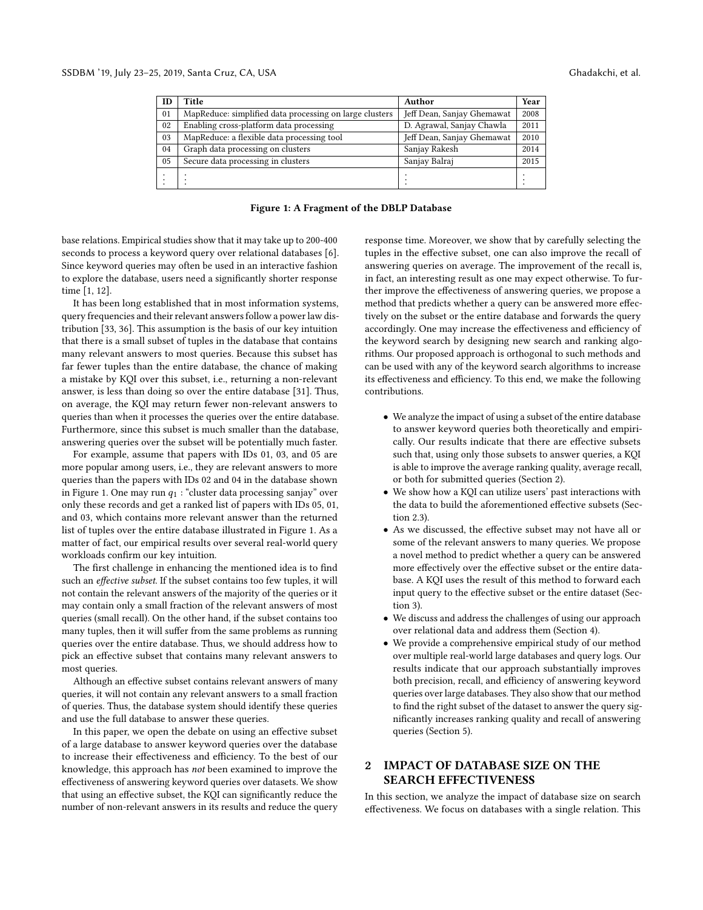| ID | Title | Author | Year |
|---|---|---|---|
| 01 | MapReduce: simplified data processing on large clusters | Jeff Dean, Sanjay Ghemawat | 2008 |
| 02 | Enabling cross-platform data processing | D. Agrawal, Sanjay Chawla | 2011 |
| 03 | MapReduce: a flexible data processing tool | Jeff Dean, Sanjay Ghemawat | 2010 |
| 04 | Graph data processing on clusters | Sanjay Rakesh | 2014 |
| 05 | Secure data processing in clusters | Sanjay Balraj | 2015 |
| ⋮ | ⋮ | ⋮ | ⋮ |

**Figure 1: A Fragment of the DBLP Database**

base relations. Empirical studies show that it may take up to 200-400 seconds to process a keyword query over relational databases [6]. Since keyword queries may often be used in an interactive fashion to explore the database, users need a significantly shorter response time [1, 12].

It has been long established that in most information systems, query frequencies and their relevant answers follow a power law distribution [33, 36]. This assumption is the basis of our key intuition that there is a small subset of tuples in the database that contains many relevant answers to most queries. Because this subset has far fewer tuples than the entire database, the chance of making a mistake by KQI over this subset, i.e., returning a non-relevant answer, is less than doing so over the entire database [31]. Thus, on average, the KQI may return fewer non-relevant answers to queries than when it processes the queries over the entire database. Furthermore, since this subset is much smaller than the database, answering queries over the subset will be potentially much faster.

For example, assume that papers with IDs 01, 03, and 05 are more popular among users, i.e., they are relevant answers to more queries than the papers with IDs 02 and 04 in the database shown in Figure 1. One may run $q_1$ : "cluster data processing sanjay" over only these records and get a ranked list of papers with IDs 05, 01, and 03, which contains more relevant answer than the returned list of tuples over the entire database illustrated in Figure 1. As a matter of fact, our empirical results over several real-world query workloads confirm our key intuition.

The first challenge in enhancing the mentioned idea is to find such an *effective subset*. If the subset contains too few tuples, it will not contain the relevant answers of the majority of the queries or it may contain only a small fraction of the relevant answers of most queries (small recall). On the other hand, if the subset contains too many tuples, then it will suffer from the same problems as running queries over the entire database. Thus, we should address how to pick an effective subset that contains many relevant answers to most queries.

Although an effective subset contains relevant answers of many queries, it will not contain any relevant answers to a small fraction of queries. Thus, the database system should identify these queries and use the full database to answer these queries.

In this paper, we open the debate on using an effective subset of a large database to answer keyword queries over the database to increase their effectiveness and efficiency. To the best of our knowledge, this approach has *not* been examined to improve the effectiveness of answering keyword queries over datasets. We show that using an effective subset, the KQI can significantly reduce the number of non-relevant answers in its results and reduce the query response time. Moreover, we show that by carefully selecting the tuples in the effective subset, one can also improve the recall of answering queries on average. The improvement of the recall is, in fact, an interesting result as one may expect otherwise. To further improve the effectiveness of answering queries, we propose a method that predicts whether a query can be answered more effectively on the subset or the entire database and forwards the query accordingly. One may increase the effectiveness and efficiency of the keyword search by designing new search and ranking algorithms. Our proposed approach is orthogonal to such methods and can be used with any of the keyword search algorithms to increase its effectiveness and efficiency. To this end, we make the following contributions.

- We analyze the impact of using a subset of the entire database to answer keyword queries both theoretically and empirically. Our results indicate that there are effective subsets such that, using only those subsets to answer queries, a KQI is able to improve the average ranking quality, average recall, or both for submitted queries (Section 2).
- We show how a KQI can utilize users' past interactions with the data to build the aforementioned effective subsets (Section 2.3).
- As we discussed, the effective subset may not have all or some of the relevant answers to many queries. We propose a novel method to predict whether a query can be answered more effectively over the effective subset or the entire database. A KQI uses the result of this method to forward each input query to the effective subset or the entire dataset (Section 3).
- We discuss and address the challenges of using our approach over relational data and address them (Section 4).
- We provide a comprehensive empirical study of our method over multiple real-world large databases and query logs. Our results indicate that our approach substantially improves both precision, recall, and efficiency of answering keyword queries over large databases. They also show that our method to find the right subset of the dataset to answer the query significantly increases ranking quality and recall of answering queries (Section 5).

## 2 IMPACT OF DATABASE SIZE ON THE SEARCH EFFECTIVENESS

In this section, we analyze the impact of database size on search effectiveness. We focus on databases with a single relation. This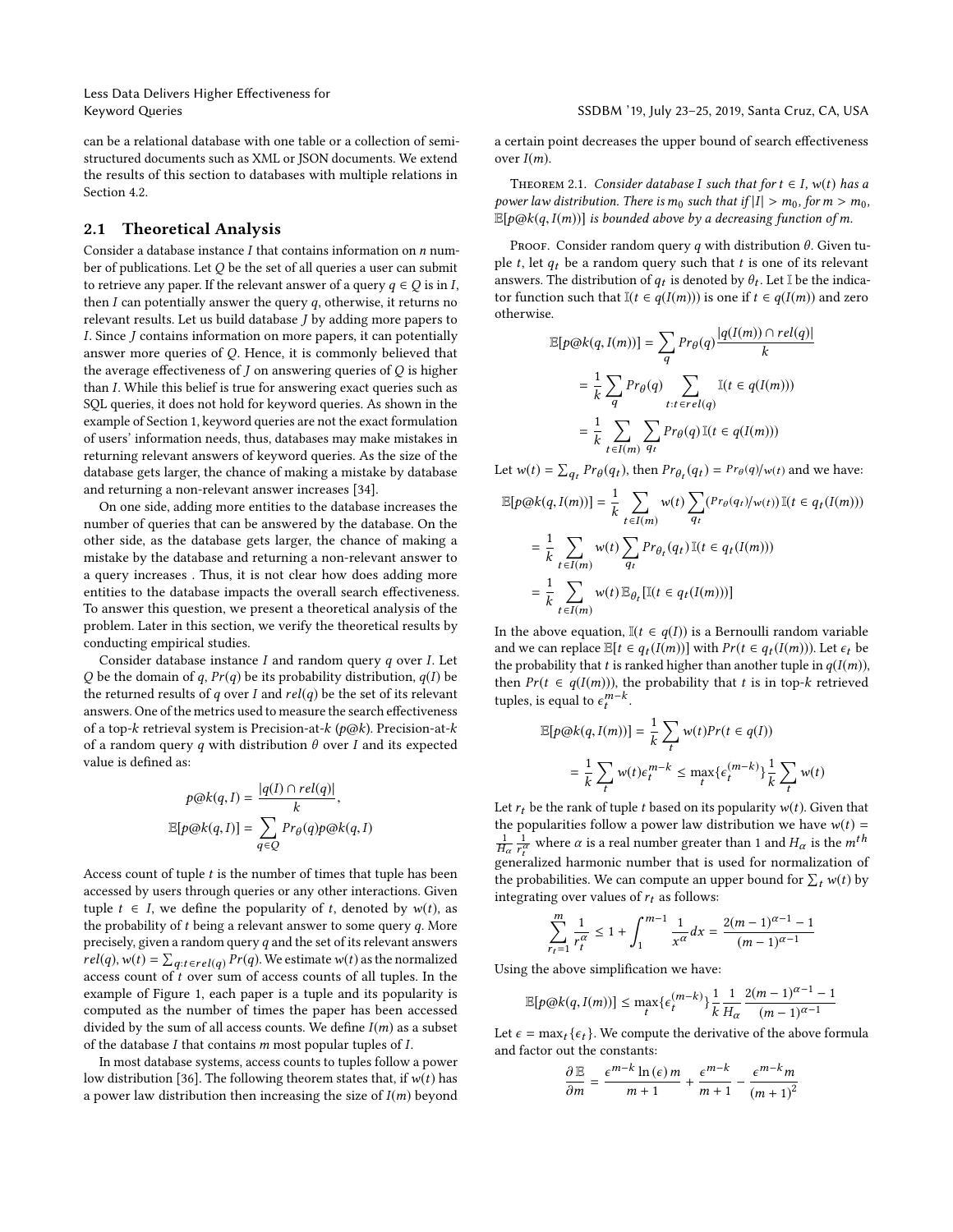can be a relational database with one table or a collection of semi-structured documents such as XML or JSON documents. We extend the results of this section to databases with multiple relations in Section 4.2.

## 2.1 Theoretical Analysis

Consider a database instance $I$ that contains information on $n$ number of publications. Let $Q$ be the set of all queries a user can submit to retrieve any paper. If the relevant answer of a query $q \in Q$ is in $I$, then $I$ can potentially answer the query $q$, otherwise, it returns no relevant results. Let us build database $J$ by adding more papers to $I$. Since $J$ contains information on more papers, it can potentially answer more queries of $Q$. Hence, it is commonly believed that the average effectiveness of $J$ on answering queries of $Q$ is higher than $I$. While this belief is true for answering exact queries such as SQL queries, it does not hold for keyword queries. As shown in the example of Section 1, keyword queries are not the exact formulation of users' information needs, thus, databases may make mistakes in returning relevant answers of keyword queries. As the size of the database gets larger, the chance of making a mistake by database and returning a non-relevant answer increases [34].

On one side, adding more entities to the database increases the number of queries that can be answered by the database. On the other side, as the database gets larger, the chance of making a mistake by the database and returning a non-relevant answer to a query increases . Thus, it is not clear how does adding more entities to the database impacts the overall search effectiveness. To answer this question, we present a theoretical analysis of the problem. Later in this section, we verify the theoretical results by conducting empirical studies.

Consider database instance $I$ and random query $q$ over $I$. Let $Q$ be the domain of $q$, $Pr(q)$ be its probability distribution, $q(I)$ be the returned results of $q$ over $I$ and $rel(q)$ be the set of its relevant answers. One of the metrics used to measure the search effectiveness of a top-$k$ retrieval system is Precision-at-$k$ ($p@k$). Precision-at-$k$ of a random query $q$ with distribution $\theta$ over $I$ and its expected value is defined as:

$$p@k(q, I) = \frac{|q(I) \cap rel(q)|}{k},$$

$$\mathbb{E}[p@k(q, I)] = \sum_{q \in Q} Pr_\theta(q) p@k(q, I)$$

Access count of tuple $t$ is the number of times that tuple has been accessed by users through queries or any other interactions. Given tuple $t \in I$, we define the popularity of $t$, denoted by $w(t)$, as the probability of $t$ being a relevant answer to some query $q$. More precisely, given a random query $q$ and the set of its relevant answers $rel(q)$, $w(t) = \sum_{q: t \in rel(q)} Pr(q)$. We estimate $w(t)$ as the normalized access count of $t$ over sum of access counts of all tuples. In the example of Figure 1, each paper is a tuple and its popularity is computed as the number of times the paper has been accessed divided by the sum of all access counts. We define $I(m)$ as a subset of the database $I$ that contains $m$ most popular tuples of $I$.

In most database systems, access counts to tuples follow a power low distribution [36]. The following theorem states that, if $w(t)$ has a power law distribution then increasing the size of $I(m)$ beyond a certain point decreases the upper bound of search effectiveness over $I(m)$.

**Theorem 2.1.** *Consider database $I$ such that for $t \in I$, $w(t)$ has a power law distribution. There is $m_0$ such that if $|I| > m_0$, for $m > m_0$, $\mathbb{E}[p@k(q, I(m))]$ is bounded above by a decreasing function of $m$.*

*Proof.* Consider random query $q$ with distribution $\theta$. Given tuple $t$, let $q_t$ be a random query such that $t$ is one of its relevant answers. The distribution of $q_t$ is denoted by $\theta_t$. Let $\mathbb{I}$ be the indicator function such that $\mathbb{I}(t \in q(I(m)))$ is one if $t \in q(I(m))$ and zero otherwise.

$$\mathbb{E}[p@k(q, I(m))] = \sum_q Pr_\theta(q) \frac{|q(I(m)) \cap rel(q)|}{k}$$

$$= \frac{1}{k} \sum_q Pr_\theta(q) \sum_{t: t \in rel(q)} \mathbb{I}(t \in q(I(m)))$$

$$= \frac{1}{k} \sum_{t \in I(m)} \sum_{q_t} Pr_\theta(q) \mathbb{I}(t \in q(I(m)))$$

Let $w(t) = \sum_{q_t} Pr_\theta(q_t)$, then $Pr_{\theta_t}(q_t) = Pr_\theta(q)/w(t)$ and we have:

$$\mathbb{E}[p@k(q, I(m))] = \frac{1}{k} \sum_{t \in I(m)} w(t) \sum_{q_t} (Pr_\theta(q_t)/w(t)) \mathbb{I}(t \in q_t(I(m)))$$

$$= \frac{1}{k} \sum_{t \in I(m)} w(t) \sum_{q_t} Pr_{\theta_t}(q_t) \mathbb{I}(t \in q_t(I(m)))$$

$$= \frac{1}{k} \sum_{t \in I(m)} w(t) \mathbb{E}_{\theta_t}[\mathbb{I}(t \in q_t(I(m)))]$$

In the above equation, $\mathbb{I}(t \in q(I))$ is a Bernoulli random variable and we can replace $\mathbb{E}[t \in q_t(I(m))]$ with $Pr(t \in q_t(I(m)))$. Let $\epsilon_t$ be the probability that $t$ is ranked higher than another tuple in $q(I(m))$, then $Pr(t \in q(I(m)))$, the probability that $t$ is in top-$k$ retrieved tuples, is equal to $\epsilon_t^{m-k}$.

$$\mathbb{E}[p@k(q, I(m))] = \frac{1}{k} \sum_t w(t) Pr(t \in q(I))$$

$$= \frac{1}{k} \sum_t w(t) \epsilon_t^{m-k} \leq \max_t \{\epsilon_t^{(m-k)}\} \frac{1}{k} \sum_t w(t)$$

Let $r_t$ be the rank of tuple $t$ based on its popularity $w(t)$. Given that the popularities follow a power law distribution we have $w(t) = \frac{1}{H_\alpha} \frac{1}{r_t^\alpha}$ where $\alpha$ is a real number greater than 1 and $H_\alpha$ is the $m^{th}$ generalized harmonic number that is used for normalization of the probabilities. We can compute an upper bound for $\sum_t w(t)$ by integrating over values of $r_t$ as follows:

$$\sum_{r_t=1}^{m} \frac{1}{r_t^\alpha} \leq 1 + \int_1^{m-1} \frac{1}{x^\alpha} dx = \frac{2(m-1)^{\alpha-1} - 1}{(m-1)^{\alpha-1}}$$

Using the above simplification we have:

$$\mathbb{E}[p@k(q, I(m))] \leq \max_t \{\epsilon_t^{(m-k)}\} \frac{1}{k} \frac{1}{H_\alpha} \frac{2(m-1)^{\alpha-1} - 1}{(m-1)^{\alpha-1}}$$

Let $\epsilon = \max_t \{\epsilon_t\}$. We compute the derivative of the above formula and factor out the constants:

$$\frac{\partial \, \mathbb{E}}{\partial m} = \frac{\epsilon^{m-k} \ln(\epsilon) \, m}{m+1} + \frac{\epsilon^{m-k}}{m+1} - \frac{\epsilon^{m-k} m}{(m+1)^2}$$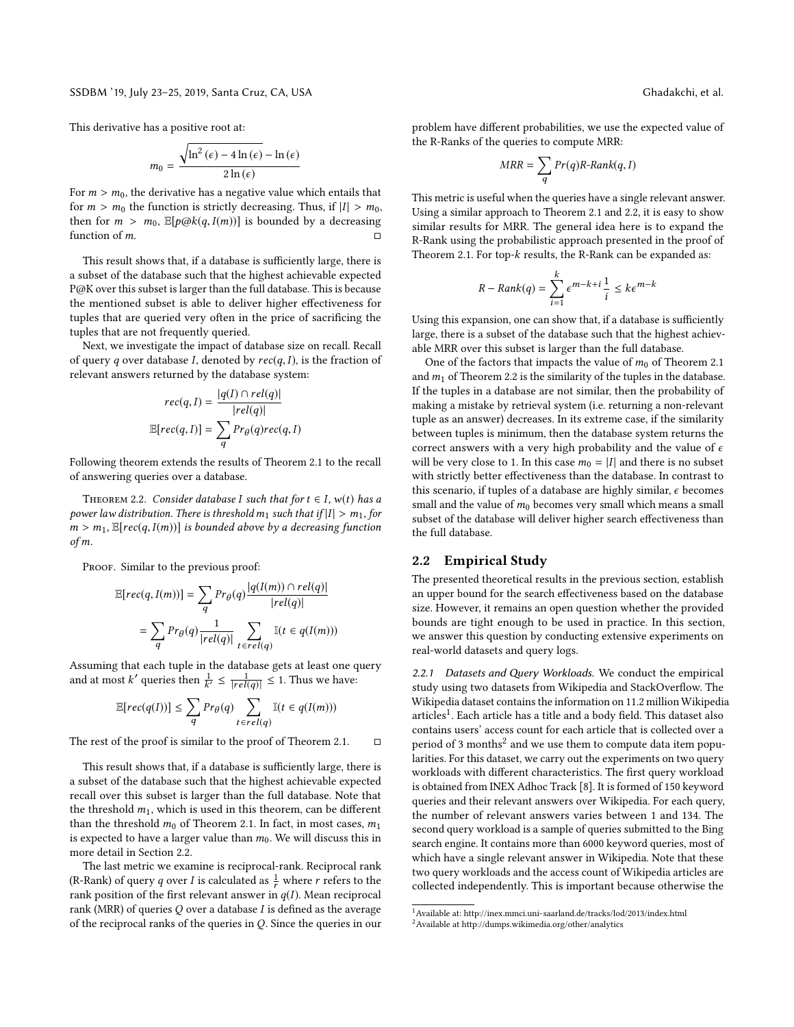This derivative has a positive root at:

$$m_0 = \frac{\sqrt{\ln^2(\epsilon) - 4\ln(\epsilon)} - \ln(\epsilon)}{2\ln(\epsilon)}$$

For $m > m_0$, the derivative has a negative value which entails that for $m > m_0$ the function is strictly decreasing. Thus, if $|I| > m_0$, then for $m > m_0$, $\mathbb{E}[p@k(q, I(m))]$ is bounded by a decreasing function of $m$. □

This result shows that, if a database is sufficiently large, there is a subset of the database such that the highest achievable expected P@K over this subset is larger than the full database. This is because the mentioned subset is able to deliver higher effectiveness for tuples that are queried very often in the price of sacrificing the tuples that are not frequently queried.

Next, we investigate the impact of database size on recall. Recall of query $q$ over database $I$, denoted by $rec(q, I)$, is the fraction of relevant answers returned by the database system:

$$rec(q, I) = \frac{|q(I) \cap rel(q)|}{|rel(q)|}$$

$$\mathbb{E}[rec(q, I)] = \sum_q Pr_\theta(q) rec(q, I)$$

Following theorem extends the results of Theorem 2.1 to the recall of answering queries over a database.

Theorem 2.2. *Consider database $I$ such that for $t \in I$, $w(t)$ has a power law distribution. There is threshold $m_1$ such that if $|I| > m_1$, for $m > m_1$, $\mathbb{E}[rec(q, I(m))]$ is bounded above by a decreasing function of $m$.*

Proof. Similar to the previous proof:

$$\mathbb{E}[rec(q, I(m))] = \sum_q Pr_\theta(q) \frac{|q(I(m)) \cap rel(q)|}{|rel(q)|}$$

$$= \sum_q Pr_\theta(q) \frac{1}{|rel(q)|} \sum_{t \in rel(q)} \mathbb{I}(t \in q(I(m)))$$

Assuming that each tuple in the database gets at least one query and at most $k'$ queries then $\frac{1}{k'} \leq \frac{1}{|rel(q)|} \leq 1$. Thus we have:

$$\mathbb{E}[rec(q(I))] \leq \sum_q Pr_\theta(q) \sum_{t \in rel(q)} \mathbb{I}(t \in q(I(m)))$$

The rest of the proof is similar to the proof of Theorem 2.1. □

This result shows that, if a database is sufficiently large, there is a subset of the database such that the highest achievable expected recall over this subset is larger than the full database. Note that the threshold $m_1$, which is used in this theorem, can be different than the threshold $m_0$ of Theorem 2.1. In fact, in most cases, $m_1$ is expected to have a larger value than $m_0$. We will discuss this in more detail in Section 2.2.

The last metric we examine is reciprocal-rank. Reciprocal rank (R-Rank) of query $q$ over $I$ is calculated as $\frac{1}{r}$ where $r$ refers to the rank position of the first relevant answer in $q(I)$. Mean reciprocal rank (MRR) of queries $Q$ over a database $I$ is defined as the average of the reciprocal ranks of the queries in $Q$. Since the queries in our problem have different probabilities, we use the expected value of the R-Ranks of the queries to compute MRR:

$$MRR = \sum_q Pr(q) R\text{-}Rank(q, I)$$

This metric is useful when the queries have a single relevant answer. Using a similar approach to Theorem 2.1 and 2.2, it is easy to show similar results for MRR. The general idea here is to expand the R-Rank using the probabilistic approach presented in the proof of Theorem 2.1. For top-$k$ results, the R-Rank can be expanded as:

$$R - Rank(q) = \sum_{i=1}^{k} \epsilon^{m-k+i} \frac{1}{i} \leq k\epsilon^{m-k}$$

Using this expansion, one can show that, if a database is sufficiently large, there is a subset of the database such that the highest achievable MRR over this subset is larger than the full database.

One of the factors that impacts the value of $m_0$ of Theorem 2.1 and $m_1$ of Theorem 2.2 is the similarity of the tuples in the database. If the tuples in a database are not similar, then the probability of making a mistake by retrieval system (i.e. returning a non-relevant tuple as an answer) decreases. In its extreme case, if the similarity between tuples is minimum, then the database system returns the correct answers with a very high probability and the value of $\epsilon$ will be very close to 1. In this case $m_0 = |I|$ and there is no subset with strictly better effectiveness than the database. In contrast to this scenario, if tuples of a database are highly similar, $\epsilon$ becomes small and the value of $m_0$ becomes very small which means a small subset of the database will deliver higher search effectiveness than the full database.

## 2.2 Empirical Study

The presented theoretical results in the previous section, establish an upper bound for the search effectiveness based on the database size. However, it remains an open question whether the provided bounds are tight enough to be used in practice. In this section, we answer this question by conducting extensive experiments on real-world datasets and query logs.

*2.2.1 Datasets and Query Workloads.* We conduct the empirical study using two datasets from Wikipedia and StackOverflow. The Wikipedia dataset contains the information on 11.2 million Wikipedia articles[1]. Each article has a title and a body field. This dataset also contains users' access count for each article that is collected over a period of 3 months[2] and we use them to compute data item popularities. For this dataset, we carry out the experiments on two query workloads with different characteristics. The first query workload is obtained from INEX Adhoc Track [8]. It is formed of 150 keyword queries and their relevant answers over Wikipedia. For each query, the number of relevant answers varies between 1 and 134. The second query workload is a sample of queries submitted to the Bing search engine. It contains more than 6000 keyword queries, most of which have a single relevant answer in Wikipedia. Note that these two query workloads and the access count of Wikipedia articles are collected independently. This is important because otherwise the

[1] Available at: http://inex.mmci.uni-saarland.de/tracks/lod/2013/index.html

[2] Available at http://dumps.wikimedia.org/other/analytics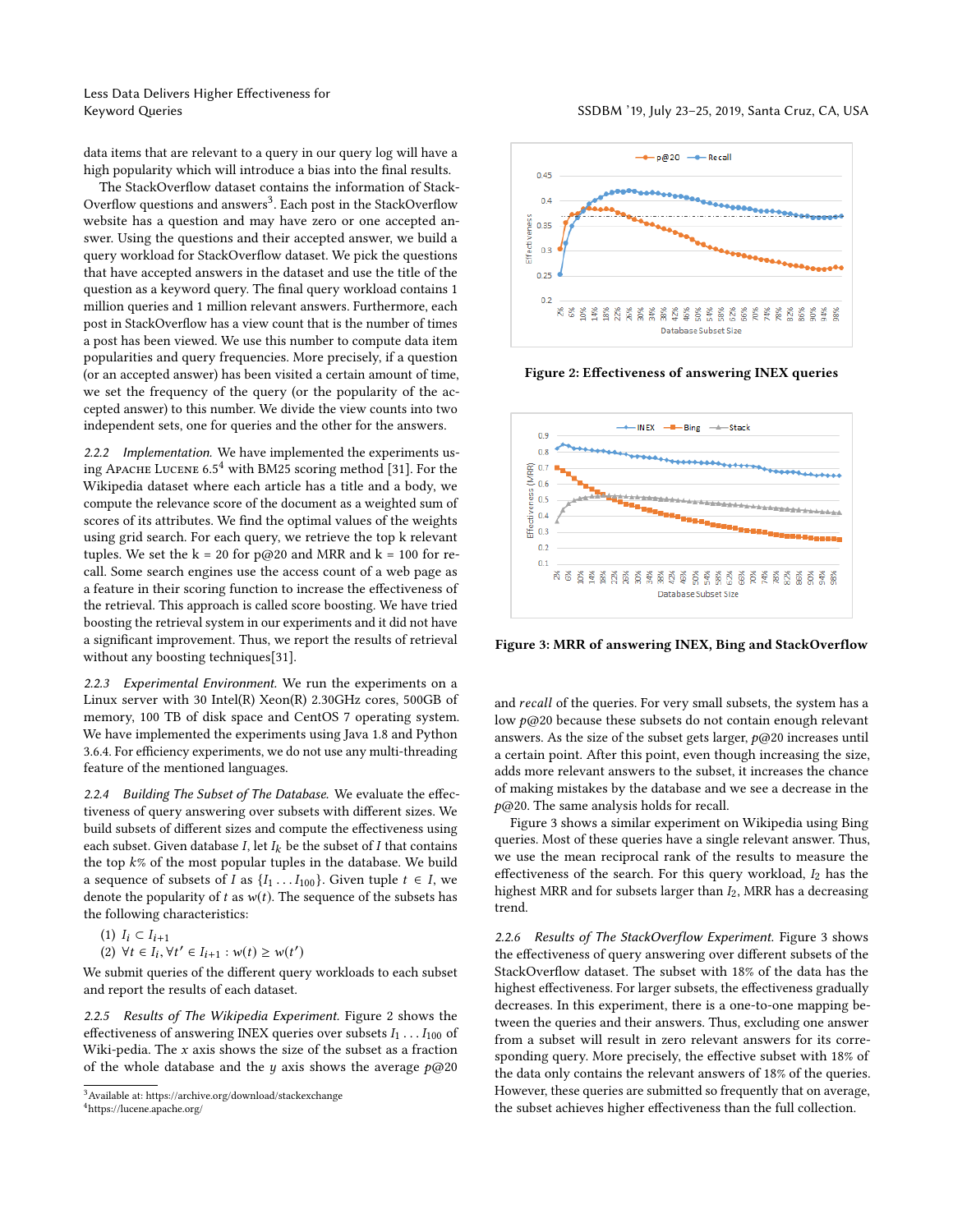data items that are relevant to a query in our query log will have a high popularity which will introduce a bias into the final results.

The StackOverflow dataset contains the information of Stack-Overflow questions and answers[3]. Each post in the StackOverflow website has a question and may have zero or one accepted answer. Using the questions and their accepted answers, we build a query workload for StackOverflow dataset. We pick the questions that have accepted answers in the dataset and use the title of the question as a keyword query. The final query workload contains 1 million queries and 1 million relevant answers. Furthermore, each post in the StackOverflow has a view count that is the number of times a post has been viewed. We use this number to compute data item popularities and query frequencies. More precisely, if a question (or an accepted answer) has been visited a certain amount of time, we set the frequency of the query (or the popularity of the accepted answer) to this number. We divide the view counts into two independent sets, one for queries and the other for the answers.

*2.2.2 Implementation.* We have implemented the experiments using Apache Lucene 6.5[4] with BM25 scoring method [31]. For the Wikipedia dataset where each article has a title and a body, we compute the relevance score of the document as a weighted sum of scores of its attributes. We find the optimal values of the weights using grid search. For each query, we retrieve the top k relevant tuples. We set the k = 20 for p@20 and MRR and k = 100 for recall. Some search engines use the access count of a web page as a feature in their scoring function to increase the effectiveness of the retrieval. This approach is called score boosting. We have tried boosting the retrieval system in our experiments and it did not have a significant improvement. Thus, we report the results of retrieval without any boosting techniques[31].

*2.2.3 Experimental Environment.* We run the experiments on a Linux server with 30 Intel(R) Xeon(R) 2.30GHz cores, 500GB of memory, 100 TB of disk space and CentOS 7 operating system. We have implemented the experiments using Java 1.8 and Python 3.6.4. For efficiency experiments, we do not use any multi-threading feature of the mentioned languages.

*2.2.4 Building The Subset of The Database.* We evaluate the effectiveness of query answering over subsets with different sizes. We build subsets of different sizes and compute the effectiveness using each subset. Given database $I$, let $I_k$ be the subset of $I$ that contains the top $k$% of the most popular tuples in the database. We build a sequence of subsets of $I$ as $\{I_1 \ldots I_{100}\}$. Given tuple $t \in I$, we denote the popularity of $t$ as $w(t)$. The sequence of the subsets has the following characteristics:

(1) $I_i \subset I_{i+1}$
(2) $\forall t \in I_i, \forall t' \in I_{i+1} : w(t) \geq w(t')$

We submit queries of the different query workloads to each subset and report the results of each dataset.

*2.2.5 Results of The Wikipedia Experiment.* Figure 2 shows the effectiveness of answering INEX queries over subsets $I_1 \ldots I_{100}$ of Wiki-pedia. The $x$ axis shows the size of the subset as a fraction of the whole database and the $y$ axis shows the average $p@20$ and *recall* of the queries. For very small subsets, the system has a low $p@20$ because these subsets do not contain enough relevant answers. As the size of the subset gets larger, $p@20$ increases until a certain point. After this point, even though increasing the size, adds more relevant answers to the subset, it increases the chance of making mistakes by the database and we see a decrease in the $p@20$. The same analysis holds for recall.

Figure 2: Effectiveness of answering INEX queries

Figure 3: MRR of answering INEX, Bing and StackOverflow

Figure 3 shows a similar experiment on Wikipedia using Bing queries. Most of these queries have a single relevant answer. Thus, we use the mean reciprocal rank of the results to measure the effectiveness of the search. For this query workload, $I_2$ has the highest MRR and for subsets larger than $I_2$, MRR has a decreasing trend.

*2.2.6 Results of The StackOverflow Experiment.* Figure 3 shows the effectiveness of query answering over different subsets of the StackOverflow dataset. The subset with 18% of the data has the highest effectiveness. For larger subsets, the effectiveness gradually decreases. In this experiment, there is a one-to-one mapping between the queries and their answers. Thus, excluding one answer from a subset will result in zero relevant answers for its corresponding query. More precisely, the effective subset with 18% of the data only contains the relevant answers of 18% of the queries. However, these queries are submitted so frequently that on average, the subset achieves higher effectiveness than the full collection.

[3] Available at: https://archive.org/download/stackexchange
[4] https://lucene.apache.org/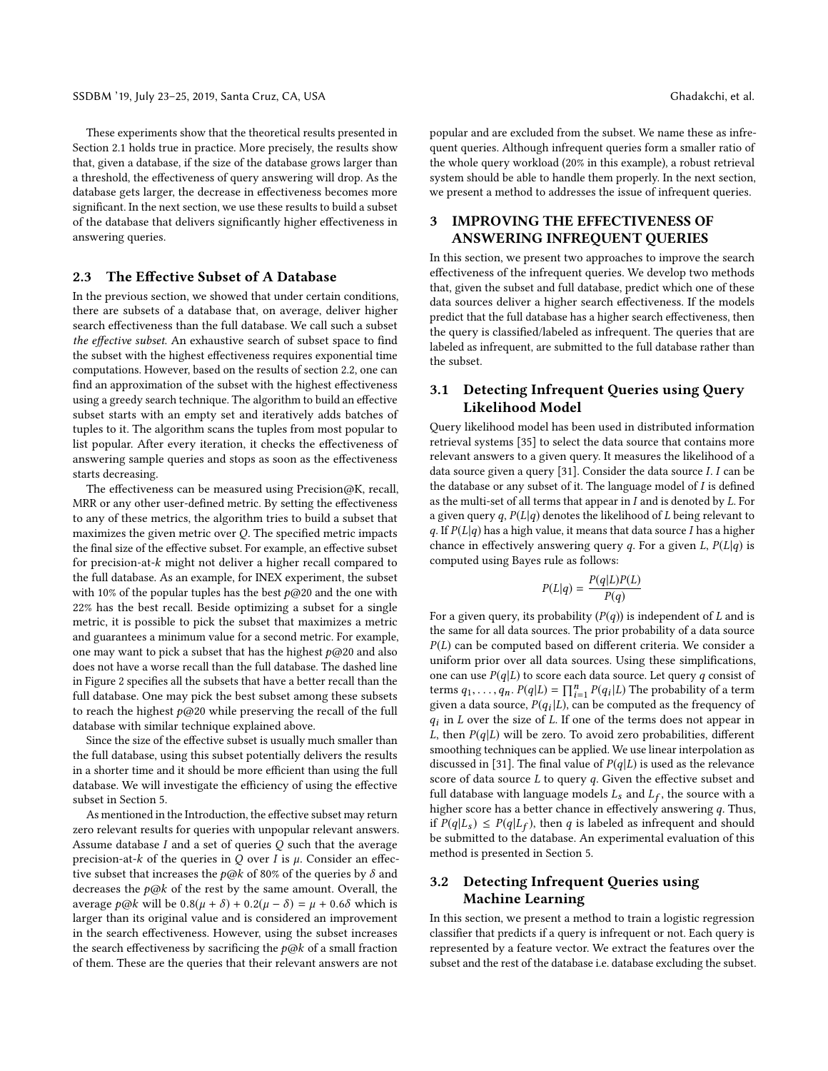These experiments show that the theoretical results presented in Section 2.1 holds true in practice. More precisely, the results show that, given a database, if the size of the database grows larger than a threshold, the effectiveness of query answering will drop. As the database gets larger, the decrease in effectiveness becomes more significant. In the next section, we use these results to build a subset of the database that delivers significantly higher effectiveness in answering queries.

## 2.3 The Effective Subset of A Database

In the previous section, we showed that under certain conditions, there are subsets of a database that, on average, deliver higher search effectiveness than the full database. We call such a subset *the effective subset*. An exhaustive search of subset space to find the subset with the highest effectiveness requires exponential time computations. However, based on the results of section 2.2, one can find an approximation of the subset with the highest effectiveness using a greedy search technique. The algorithm to build an effective subset starts with an empty set and iteratively adds batches of tuples to it. The algorithm scans the tuples from most popular to list popular. After every iteration, it checks the effectiveness of answering sample queries and stops as soon as the effectiveness starts decreasing.

The effectiveness can be measured using Precision@K, recall, MRR or any other user-defined metric. By setting the effectiveness to any of these metrics, the algorithm tries to build a subset that maximizes the given metric over $Q$. The specified metric impacts the final size of the effective subset. For example, an effective subset for precision-at-$k$ might not deliver a higher recall compared to the full database. As an example, for INEX experiment, the subset with 10% of the popular tuples has the best $p@20$ and the one with 22% has the best recall. Beside optimizing a subset for a single metric, it is possible to pick the subset that maximizes a metric and guarantees a minimum value for a second metric. For example, one may want to pick a subset that has the highest $p@20$ and also does not have a worse recall than the full database. The dashed line in Figure 2 specifies all the subsets that have a better recall than the full database. One may pick the best subset among these subsets to reach the highest $p@20$ while preserving the recall of the full database with similar technique explained above.

Since the size of the effective subset is usually much smaller than the full database, using this subset potentially delivers the results in a shorter time and it should be more efficient than using the full database. We will investigate the efficiency of using the effective subset in Section 5.

As mentioned in the Introduction, the effective subset may return zero relevant results for queries with unpopular relevant answers. Assume database $I$ and a set of queries $Q$ such that the average precision-at-$k$ of the queries in $Q$ over $I$ is $\mu$. Consider an effective subset that increases the $p@k$ of 80% of the queries by $\delta$ and decreases the $p@k$ of the rest by the same amount. Overall, the average $p@k$ will be $0.8(\mu + \delta) + 0.2(\mu - \delta) = \mu + 0.6\delta$ which is larger than its original value and is considered an improvement in the search effectiveness. However, using the subset increases the search effectiveness by sacrificing the $p@k$ of a small fraction of them. These are the queries that their relevant answers are not popular and are excluded from the subset. We name these as infrequent queries. Although infrequent queries form a smaller ratio of the whole query workload (20% in this example), a robust retrieval system should be able to handle them properly. In the next section, we present a method to addresses the issue of infrequent queries.

# 3 IMPROVING THE EFFECTIVENESS OF ANSWERING INFREQUENT QUERIES

In this section, we present two approaches to improve the search effectiveness of the infrequent queries. We develop two methods that, given the subset and full database, predict which one of these data sources deliver a higher search effectiveness. If the models predict that the full database has a higher search effectiveness, then the query is classified/labeled as infrequent. The queries that are labeled as infrequent, are submitted to the full database rather than the subset.

## 3.1 Detecting Infrequent Queries using Query Likelihood Model

Query likelihood model has been used in distributed information retrieval systems [35] to select the data source that contains more relevant answers to a given query. It measures the likelihood of a data source given a query [31]. Consider the data source $I$. $I$ can be the database or any subset of it. The language model of $I$ is defined as the multi-set of all terms that appear in $I$ and is denoted by $L$. For a given query $q$, $P(L|q)$ denotes the likelihood of $L$ being relevant to $q$. If $P(L|q)$ has a high value, it means that data source $I$ has a higher chance in effectively answering query $q$. For a given $L$, $P(L|q)$ is computed using Bayes rule as follows:

$$P(L|q) = \frac{P(q|L)P(L)}{P(q)}$$

For a given query, its probability ($P(q)$) is independent of $L$ and is the same for all data sources. The prior probability of a data source $P(L)$ can be computed based on different criteria. We consider a uniform prior over all data sources. Using these simplifications, one can use $P(q|L)$ to score each data source. Let query $q$ consist of terms $q_1, \ldots, q_n$. $P(q|L) = \prod_{i=1}^{n} P(q_i|L)$ The probability of a term given a data source, $P(q_i|L)$, can be computed as the frequency of $q_i$ in $L$ over the size of $L$. If one of the terms does not appear in $L$, then $P(q|L)$ will be zero. To avoid zero probabilities, different smoothing techniques can be applied. We use linear interpolation as discussed in [31]. The final value of $P(q|L)$ is used as the relevance score of data source $L$ to query $q$. Given the effective subset and full database with language models $L_s$ and $L_f$, the source with a higher score has a better chance in effectively answering $q$. Thus, if $P(q|L_s) \leq P(q|L_f)$, then $q$ is labeled as infrequent and should be submitted to the database. An experimental evaluation of this method is presented in Section 5.

## 3.2 Detecting Infrequent Queries using Machine Learning

In this section, we present a method to train a logistic regression classifier that predicts if a query is infrequent or not. Each query is represented by a feature vector. We extract the features over the subset and the rest of the database i.e. database excluding the subset.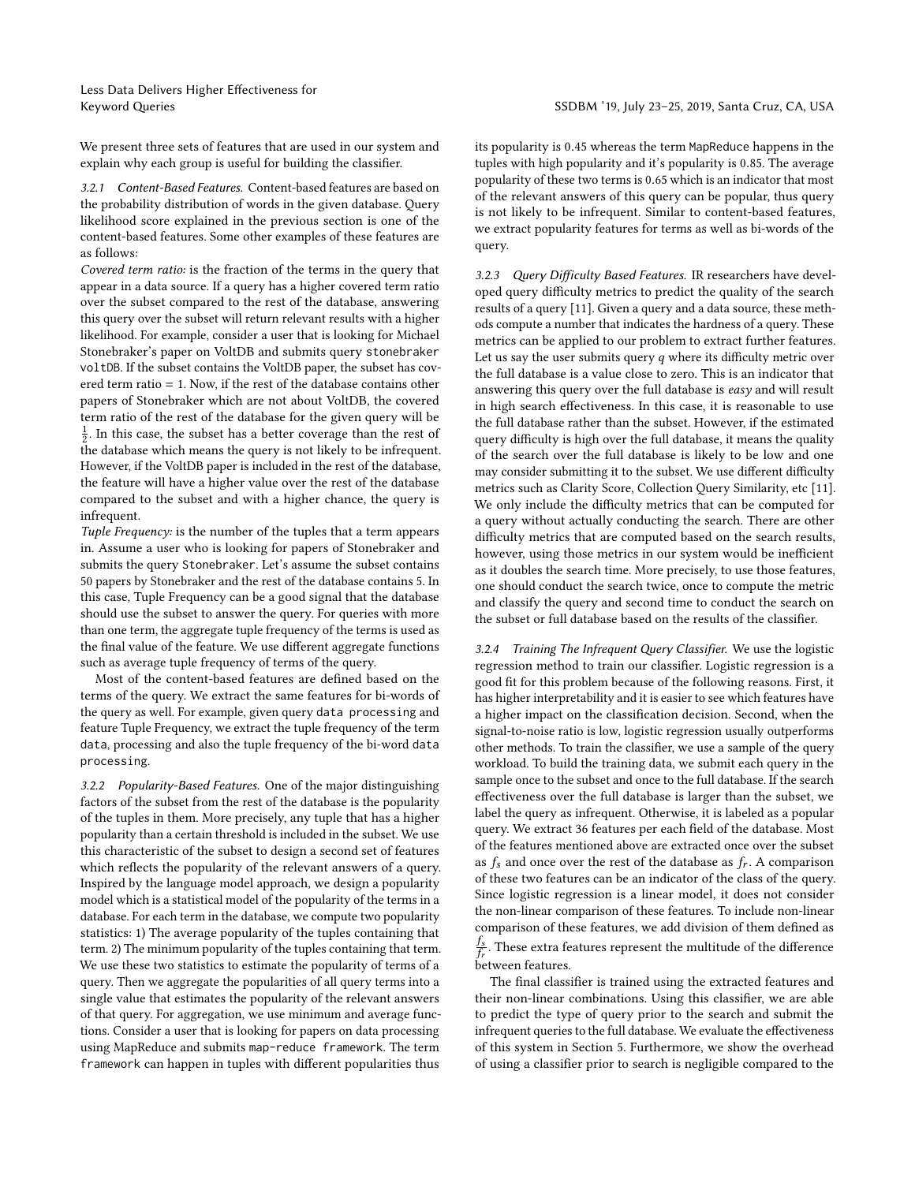We present three sets of features that are used in our system and explain why each group is useful for building the classifier.

#### 3.2.1 Content-Based Features.

Content-based features are based on the probability distribution of words in the given database. Query likelihood score explained in the previous section is one of the content-based features. Some other examples of these features are as follows:

*Covered term ratio:* is the fraction of the terms in the query that appear in a data source. If a query has a higher covered term ratio over the subset compared to the rest of the database, answering this query over the subset will return relevant results with a higher likelihood. For example, consider a user that is looking for Michael Stonebraker's paper on VoltDB and submits query `stonebraker voltDB`. If the subset contains the VoltDB paper, the subset has covered term ratio = 1. Now, if the rest of the database contains other papers of Stonebraker which are not about VoltDB, the covered term ratio of the rest of the database for the given query will be $\frac{1}{2}$. In this case, the subset has a better coverage than the rest of the database which means the query is not likely to be infrequent. However, if the VoltDB paper is included in the rest of the database, the feature will have a higher value over the rest of the database compared to the subset and with a higher chance, the query is infrequent.

*Tuple Frequency:* is the number of the tuples that a term appears in. Assume a user who is looking for papers of Stonebraker and submits the query `Stonebraker`. Let's assume the subset contains 50 papers by Stonebraker and the rest of the database contains 5. In this case, Tuple Frequency can be a good signal that the database should use the subset to answer the query. For queries with more than one term, the aggregate tuple frequency of the terms is used as the final value of the feature. We use different aggregate functions such as average tuple frequency of terms of the query.

Most of the content-based features are defined based on the terms of the query. We extract the same features for bi-words of the query as well. For example, given query `data processing` and feature Tuple Frequency, we extract the tuple frequency of the term `data`, `processing` and also the tuple frequency of the bi-word `data processing`.

#### 3.2.2 Popularity-Based Features.

One of the major distinguishing factors of the subset from the rest of the database is the popularity of the tuples in them. More precisely, any tuple that has a higher popularity than a certain threshold is included in the subset. We use this characteristic of the subset to design a second set of features which reflects the popularity of the relevant answers of a query. Inspired by the language model approach, we design a popularity model which is a statistical model of the popularity of the terms in a database. For each term in the database, we compute two popularity statistics: 1) The average popularity of the tuples containing that term. 2) The minimum popularity of the tuples containing that term. We use these two statistics to estimate the popularity of terms of a query. Then we aggregate the popularities of all query terms into a single value that estimates the popularity of the relevant answers of that query. For aggregation, we use minimum and average functions. Consider a user that is looking for papers on data processing using MapReduce and submits `map-reduce framework`. The term `framework` can happen in tuples with different popularities thus its popularity is 0.45 whereas the term `MapReduce` happens in the tuples with high popularity and it's popularity is 0.85. The average popularity of these two terms is 0.65 which is an indicator that most of the relevant answers of this query can be popular, thus query is not likely to be infrequent. Similar to content-based features, we extract popularity features for terms as well as bi-words of the query.

#### 3.2.3 Query Difficulty Based Features.

IR researchers have developed query difficulty metrics to predict the quality of the search results of a query [11]. Given a query and a data source, these methods compute a number that indicates the hardness of a query. These metrics can be applied to our problem to extract further features. Let us say the user submits query $q$ where its difficulty metric over the full database is a value close to zero. This is an indicator that answering this query over the full database is *easy* and will result in high search effectiveness. In this case, it is reasonable to use the full database rather than the subset. However, if the estimated query difficulty is high over the full database, it means the quality of the search over the full database is likely to be low and one may consider submitting it to the subset. We use different difficulty metrics such as Clarity Score, Collection Query Similarity, etc [11]. We only include the difficulty metrics that can be computed for a query without actually conducting the search. There are other difficulty metrics that are computed based on the search results, however, using those metrics in our system would be inefficient as it doubles the search time. More precisely, to use those features, one should conduct the search twice, once to compute the metric and classify the query and second time to conduct the search on the subset or full database based on the results of the classifier.

#### 3.2.4 Training The Infrequent Query Classifier.

We use the logistic regression method to train our classifier. Logistic regression is a good fit for this problem because of the following reasons. First, it has higher interpretability and it is easier to see which features have a higher impact on the classification decision. Second, when the signal-to-noise ratio is low, logistic regression usually outperforms other methods. To train the classifier, we use a sample of the query workload. To build the training data, we submit each query in the sample once to the subset and once to the full database. If the search effectiveness over the full database is larger than the subset, we label the query as infrequent. Otherwise, it is labeled as a popular query. We extract 36 features per each field of the database. Most of the features mentioned above are extracted once over the subset as $f_s$ and once over the rest of the database as $f_r$. A comparison of these two features can be an indicator of the class of the query. Since logistic regression is a linear model, it does not consider the non-linear comparison of these features. To include non-linear comparison of these features, we add division of them defined as $\frac{f_s}{f_r}$. These extra features represent the multitude of the difference between features.

The final classifier is trained using the extracted features and their non-linear combinations. Using this classifier, we are able to predict the type of query prior to the search and submit the infrequent queries to the full database. We evaluate the effectiveness of this system in Section 5. Furthermore, we show the overhead of using a classifier prior to search is negligible compared to the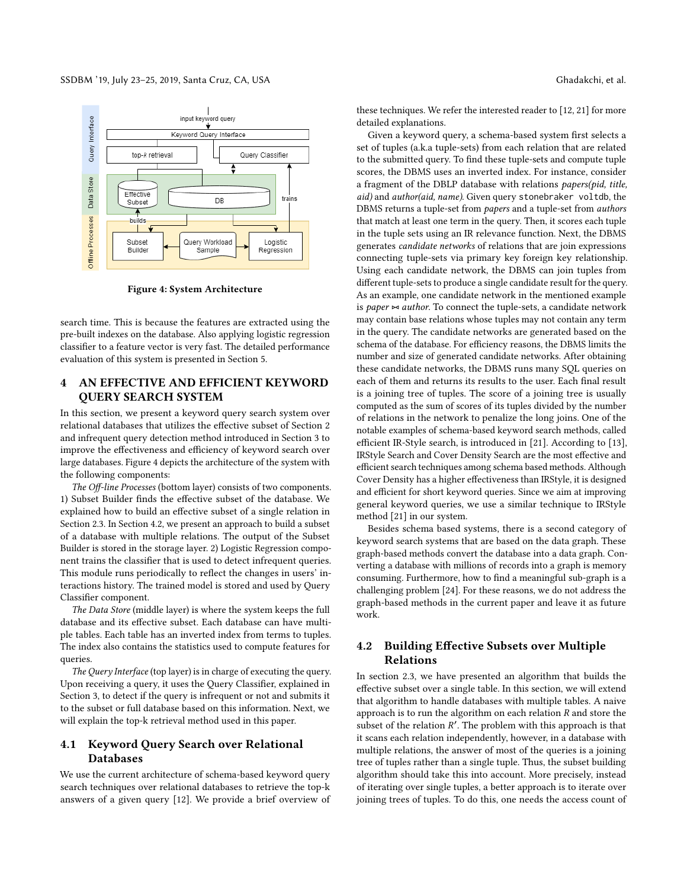input keyword query

Keyword Query Interface

top-*k* retrieval

Query Classifier

Effective Subset

DB

trains

builds

Subset Builder

Query Workload Sample

Logistic Regression

Query Interface

Data Store

Offline Processes

**Figure 4: System Architecture**

search time. This is because the features are extracted using the pre-built indexes on the database. Also applying logistic regression classifier to a feature vector is very fast. The detailed performance evaluation of this system is presented in Section 5.

## 4 AN EFFECTIVE AND EFFICIENT KEYWORD QUERY SEARCH SYSTEM

In this section, we present a keyword query search system over relational databases that utilizes the effective subset of Section 2 and infrequent query detection method introduced in Section 3 to improve the effectiveness and efficiency of keyword search over large databases. Figure 4 depicts the architecture of the system with the following components:

*The Off-line Processes* (bottom layer) consists of two components. 1) Subset Builder finds the effective subset of the database. We explained how to build an effective subset of a single relation in Section 2.3. In Section 4.2, we present an approach to build a subset of a database with multiple relations. The output of the Subset Builder is stored in the storage layer. 2) Logistic Regression component trains the classifier that is used to detect infrequent queries. This module runs periodically to reflect the changes in users' interactions history. The trained model is stored and used by Query Classifier component.

*The Data Store* (middle layer) is where the system keeps the full database and its effective subset. Each database can have multiple tables. Each table has an inverted index from terms to tuples. The index also contains the statistics used to compute features for queries.

*The Query Interface* (top layer) is in charge of executing the query. Upon receiving a query, it uses the Query Classifier, explained in Section 3, to detect if the query is infrequent or not and submits it to the subset or full database based on this information. Next, we will explain the top-k retrieval method used in this paper.

### 4.1 Keyword Query Search over Relational Databases

We use the current architecture of schema-based keyword query search techniques over relational databases to retrieve the top-k answers of a given query [12]. We provide a brief overview of these techniques. We refer the interested reader to [12, 21] for more detailed explanations.

Given a keyword query, a schema-based system first selects a set of tuples (a.k.a tuple-sets) from each relation that are related to the submitted query. To find these tuple-sets and compute tuple scores, the DBMS uses an inverted index. For instance, consider a fragment of the DBLP database with relations *papers(pid, title, aid)* and *author(aid, name)*. Given query `stonebraker voltdb`, the DBMS returns a tuple-set from *papers* and a tuple-set from *authors* that match at least one term in the query. Then, it scores each tuple in the tuple sets using an IR relevance function. Next, the DBMS generates *candidate networks* of relations that are join expressions connecting tuple-sets via primary key foreign key relationship. Using each candidate network, the DBMS can join tuples from different tuple-sets to produce a single candidate result for the query. As an example, one candidate network in the mentioned example is *paper* $\bowtie$ *author*. To connect the tuple-sets, a candidate network may contain base relations whose tuples may not contain any term in the query. The candidate networks are generated based on the schema of the database. For efficiency reasons, the DBMS limits the number and size of generated candidate networks. After obtaining these candidate networks, the DBMS runs many SQL queries on each of them and returns its results to the user. Each final result is a joining tree of tuples. The score of a joining tree is usually computed as the sum of scores of its tuples divided by the number of relations in the network to penalize the long joins. One of the notable examples of schema-based keyword search methods, called efficient IR-Style search, is introduced in [21]. According to [13], IRStyle Search and Cover Density Search are the most effective and efficient search techniques among schema based methods. Although Cover Density has a higher effectiveness than IRStyle, it is designed and efficient for short keyword queries. Since we aim at improving general keyword queries, we use a similar technique to IRStyle method [21] in our system.

Besides schema based systems, there is a second category of keyword search systems that are based on the data graph. These graph-based methods convert the database into a data graph. Converting a database with millions of records into a graph is memory consuming. Furthermore, how to find a meaningful sub-graph is a challenging problem [24]. For these reasons, we do not address the graph-based methods in the current paper and leave it as future work.

### 4.2 Building Effective Subsets over Multiple Relations

In section 2.3, we have presented an algorithm that builds the effective subset over a single table. In this section, we will extend that algorithm to handle databases with multiple tables. A naive approach is to run the algorithm on each relation $R$ and store the subset of the relation $R'$. The problem with this approach is that it scans each relation independently, however, in a database with multiple relations, the answer of most of the queries is a joining tree of tuples rather than a single tuple. Thus, the subset building algorithm should take this into account. More precisely, instead of iterating over single tuples, a better approach is to iterate over joining trees of tuples. To do this, one needs the access count of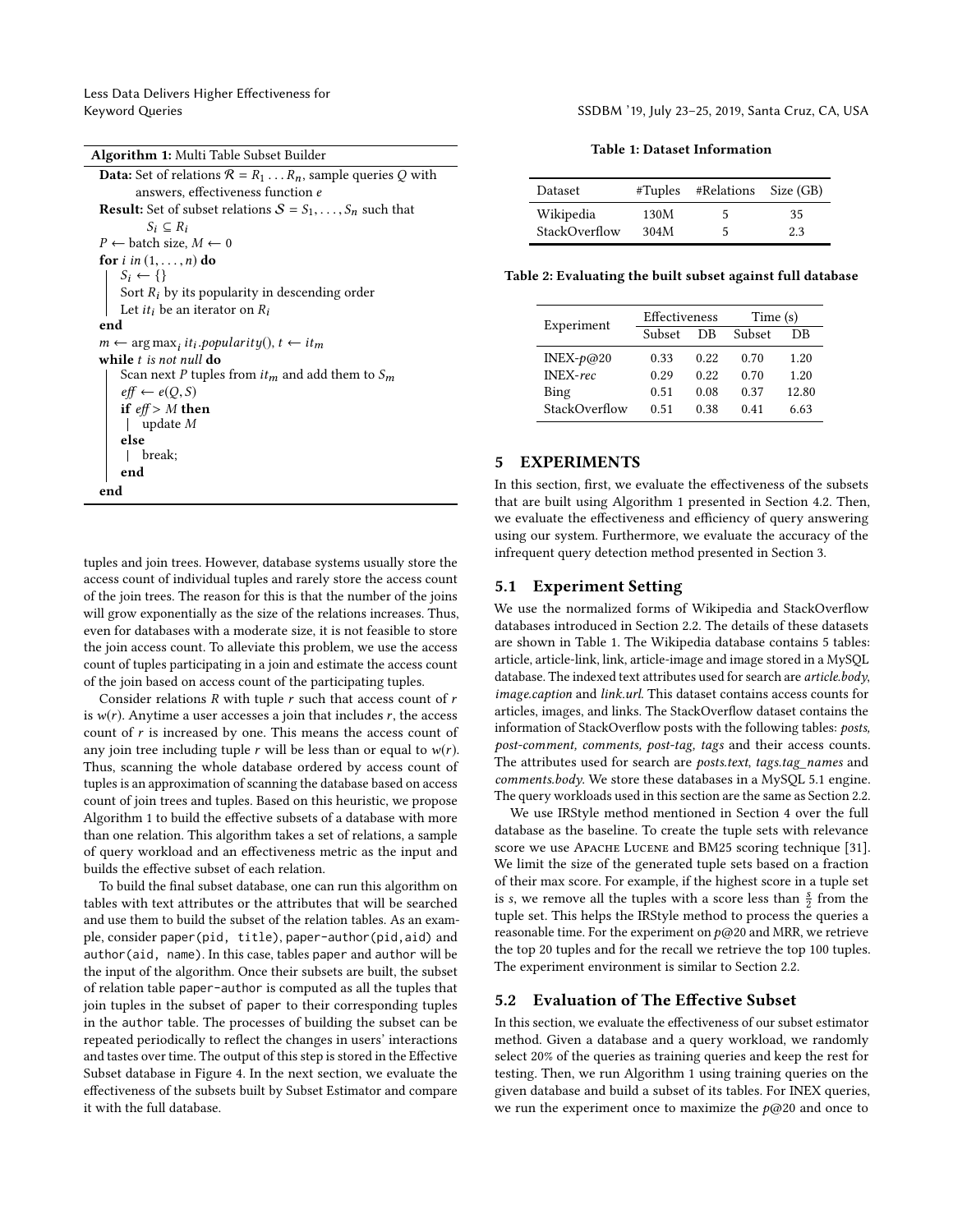**Algorithm 1:** Multi Table Subset Builder

**Data:** Set of relations $\mathcal{R} = R_1 \dots R_n$, sample queries $Q$ with answers, effectiveness function $e$
**Result:** Set of subset relations $\mathcal{S} = S_1, \dots, S_n$ such that $S_i \subseteq R_i$

```
P ← batch size, M ← 0
for i in (1, ..., n) do
    S_i ← {}
    Sort R_i by its popularity in descending order
    Let it_i be an iterator on R_i
end
m ← arg max_i it_i.popularity(), t ← it_m
while t is not null do
    Scan next P tuples from it_m and add them to S_m
    eff ← e(Q, S)
    if eff > M then
        update M
    else
        break;
    end
end
```

tuples and join trees. However, database systems usually store the access count of individual tuples and rarely store the access count of the join trees. The reason for this is that the number of the joins will grow exponentially as the size of the relations increases. Thus, even for databases with a moderate size, it is not feasible to store the join access count. To alleviate this problem, we use the access count of tuples participating in a join and estimate the access count of the join based on access count of the participating tuples.

Consider relations $R$ with tuple $r$ such that access count of $r$ is $w(r)$. Anytime a user accesses a join that includes $r$, the access count of $r$ is increased by one. This means the access count of any join tree including tuple $r$ will be less than or equal to $w(r)$. Thus, scanning the whole database ordered by access count of tuples is an approximation of scanning the database based on access count of join trees and tuples. Based on this heuristic, we propose Algorithm 1 to build the effective subsets of a database with more than one relation. This algorithm takes a set of relations, a sample of query workload and an effectiveness metric as the input and builds the effective subset of each relation.

To build the final subset database, one can run this algorithm on tables with text attributes or the attributes that will be searched and use them to build the subset of the relation tables. As an example, consider `paper(pid, title)`, `paper-author(pid,aid)` and `author(aid, name)`. In this case, tables `paper` and `author` will be the input of the algorithm. Once their subsets are built, the subset of relation table `paper-author` is computed as all the tuples that join tuples in the subset of `paper` to their corresponding tuples in the `author` table. The processes of building the subset can be repeated periodically to reflect the changes in users' interactions and tastes over time. The output of this step is stored in the Effective Subset database in Figure 4. In the next section, we evaluate the effectiveness of the subsets built by Subset Estimator and compare it with the full database.

**Table 1: Dataset Information**

| Dataset | #Tuples | #Relations | Size (GB) |
|---|---|---|---|
| Wikipedia | 130M | 5 | 35 |
| StackOverflow | 304M | 5 | 2.3 |

**Table 2: Evaluating the built subset against full database**

| Experiment | Effectiveness | | Time (s) | |
|---|---|---|---|---|
| | Subset | DB | Subset | DB |
| INEX-$p$@20 | 0.33 | 0.22 | 0.70 | 1.20 |
| INEX-*rec* | 0.29 | 0.22 | 0.70 | 1.20 |
| Bing | 0.51 | 0.08 | 0.37 | 12.80 |
| StackOverflow | 0.51 | 0.38 | 0.41 | 6.63 |

## 5 EXPERIMENTS

In this section, first, we evaluate the effectiveness of the subsets that are built using Algorithm 1 presented in Section 4.2. Then, we evaluate the effectiveness and efficiency of query answering using our system. Furthermore, we evaluate the accuracy of the infrequent query detection method presented in Section 3.

### 5.1 Experiment Setting

We use the normalized forms of Wikipedia and StackOverflow databases introduced in Section 2.2. The details of these datasets are shown in Table 1. The Wikipedia database contains 5 tables: article, article-link, link, article-image and image stored in a MySQL database. The indexed text attributes used for search are *article.body*, *image.caption* and *link.url*. This dataset contains access counts for articles, images, and links. The StackOverflow dataset contains the information of StackOverflow posts with the following tables: *posts, post-comment, comments, post-tag, tags* and their access counts. The attributes used for search are *posts.text*, *tags.tag_names* and *comments.body*. We store these databases in a MySQL 5.1 engine. The query workloads used in this section are the same as Section 2.2.

We use IRStyle method mentioned in Section 4 over the full database as the baseline. To create the tuple sets with relevance score we use Apache Lucene and BM25 scoring technique [31]. We limit the size of the generated tuple sets based on a fraction of their max score. For example, if the highest score in a tuple set is $s$, we remove all the tuples with a score less than $\frac{s}{2}$ from the tuple set. This helps the IRStyle method to process the queries a reasonable time. For the experiment on $p$@20 and MRR, we retrieve the top 20 tuples and for the recall we retrieve the top 100 tuples. The experiment environment is similar to Section 2.2.

### 5.2 Evaluation of The Effective Subset

In this section, we evaluate the effectiveness of our subset estimator method. Given a database and a query workload, we randomly select 20% of the queries as training queries and keep the rest for testing. Then, we run Algorithm 1 using training queries on the given database and build a subset of its tables. For INEX queries, we run the experiment once to maximize the $p$@20 and once to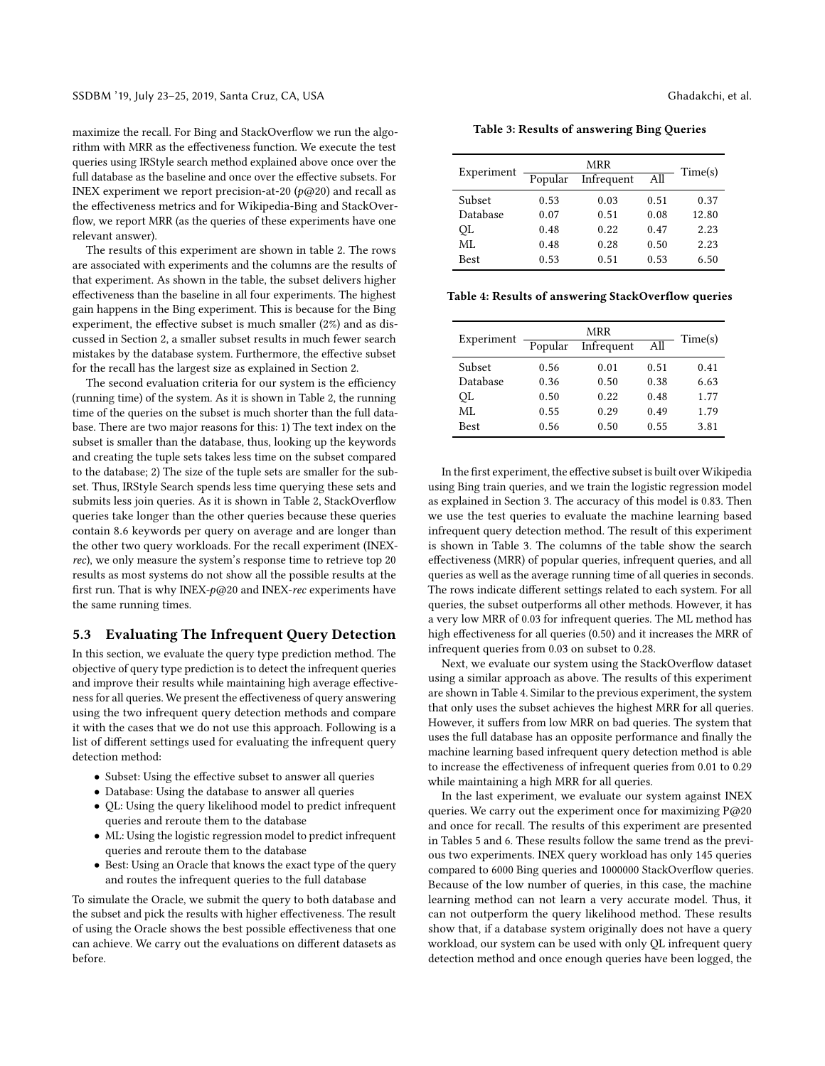maximize the recall. For Bing and StackOverflow we run the algorithm with MRR as the effectiveness function. We execute the test queries using IRStyle search method explained above once over the full database as the baseline and once over the effective subsets. For INEX experiment we report precision-at-20 (*p*@20) and recall as the effectiveness metrics and for Wikipedia-Bing and StackOverflow, we report MRR (as the queries of these experiments have one relevant answer).

The results of this experiment are shown in table 2. The rows are associated with experiments and the columns are the results of that experiment. As shown in the table, the subset delivers higher effectiveness than the baseline in all four experiments. The highest gain happens in the Bing experiment. This is because for the Bing experiment, the effective subset is much smaller (2%) and as discussed in Section 2, a smaller subset results in much fewer search mistakes by the database system. Furthermore, the effective subset for the recall has the largest size as explained in Section 2.

The second evaluation criteria for our system is the efficiency (running time) of the system. As it is shown in Table 2, the running time of the queries on the subset is much shorter than the full database. There are two major reasons for this: 1) The text index on the subset is smaller than the database, thus, looking up the keywords and creating the tuple sets takes less time on the subset compared to the database; 2) The size of the tuple sets are smaller for the subset. Thus, IRStyle Search spends less time querying these sets and submits less join queries. As it is shown in Table 2, StackOverflow queries take longer than the other queries because these queries contain 8.6 keywords per query on average and are longer than the other two query workloads. For the recall experiment (INEX-*rec*), we only measure the system's response time to retrieve top 20 results as most systems do not show all the possible results at the first run. That is why INEX-*p*@20 and INEX-*rec* experiments have the same running times.

## 5.3 Evaluating The Infrequent Query Detection

In this section, we evaluate the query type prediction method. The objective of query type prediction is to detect the infrequent queries and improve their results while maintaining high average effectiveness for all queries. We present the effectiveness of query answering using the two infrequent query detection methods and compare it with the cases that we do not use this approach. Following is a list of different settings used for evaluating the infrequent query detection method:

- Subset: Using the effective subset to answer all queries
- Database: Using the database to answer all queries
- QL: Using the query likelihood model to predict infrequent queries and reroute them to the database
- ML: Using the logistic regression model to predict infrequent queries and reroute them to the database
- Best: Using an Oracle that knows the exact type of the query and routes the infrequent queries to the full database

To simulate the Oracle, we submit the query to both database and the subset and pick the results with higher effectiveness. The result of using the Oracle shows the best possible effectiveness that one can achieve. We carry out the evaluations on different datasets as before.

**Table 3: Results of answering Bing Queries**

| Experiment | MRR | | | Time(s) |
|---|---|---|---|---|
| | Popular | Infrequent | All | |
| Subset | 0.53 | 0.03 | 0.51 | 0.37 |
| Database | 0.07 | 0.51 | 0.08 | 12.80 |
| QL | 0.48 | 0.22 | 0.47 | 2.23 |
| ML | 0.48 | 0.28 | 0.50 | 2.23 |
| Best | 0.53 | 0.51 | 0.53 | 6.50 |

**Table 4: Results of answering StackOverflow queries**

| Experiment | MRR | | | Time(s) |
|---|---|---|---|---|
| | Popular | Infrequent | All | |
| Subset | 0.56 | 0.01 | 0.51 | 0.41 |
| Database | 0.36 | 0.50 | 0.38 | 6.63 |
| QL | 0.50 | 0.22 | 0.48 | 1.77 |
| ML | 0.55 | 0.29 | 0.49 | 1.79 |
| Best | 0.56 | 0.50 | 0.55 | 3.81 |

In the first experiment, the effective subset is built over Wikipedia using Bing train queries, and we train the logistic regression model as explained in Section 3. The accuracy of this model is 0.83. Then we use the test queries to evaluate the machine learning based infrequent query detection method. The result of this experiment is shown in Table 3. The columns of the table show the search effectiveness (MRR) of popular queries, infrequent queries, and all queries as well as the average running time of all queries in seconds. The rows indicate different settings related to each system. For all queries, the subset outperforms all other methods. However, it has a very low MRR of 0.03 for infrequent queries. The ML method has high effectiveness for all queries (0.50) and it increases the MRR of infrequent queries from 0.03 on subset to 0.28.

Next, we evaluate our system using the StackOverflow dataset using a similar approach as above. The results of this experiment are shown in Table 4. Similar to the previous experiment, the system that only uses the subset achieves the highest MRR for all queries. However, it suffers from low MRR on bad queries. The system that uses the full database has an opposite performance and finally the machine learning based infrequent query detection method is able to increase the effectiveness of infrequent queries from 0.01 to 0.29 while maintaining a high MRR for all queries.

In the last experiment, we evaluate our system against INEX queries. We carry out the experiment once for maximizing P@20 and once for recall. The results of this experiment are presented in Tables 5 and 6. These results follow the same trend as the previous two experiments. INEX query workload has only 145 queries compared to 6000 Bing queries and 1000000 StackOverflow queries. Because of the low number of queries, in this case, the machine learning method can not learn a very accurate model. Thus, it can not outperform the query likelihood method. These results show that, if a database system originally does not have a query workload, our system can be used with only QL infrequent query detection method and once enough queries have been logged, the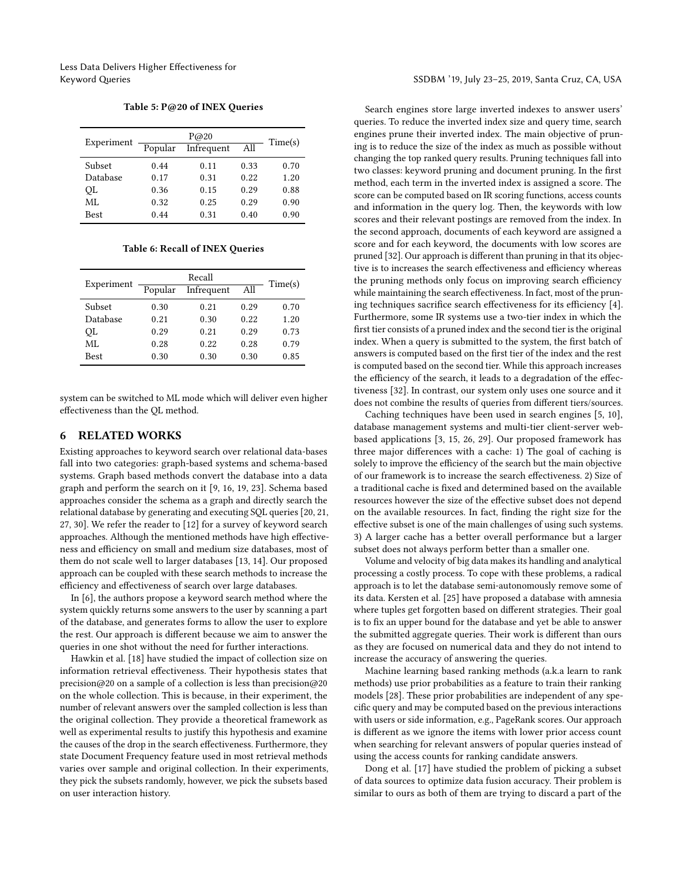**Table 5: P@20 of INEX Queries**

| Experiment | P@20 | | | Time(s) |
|---|---|---|---|---|
| | Popular | Infrequent | All | |
| Subset | 0.44 | 0.11 | 0.33 | 0.70 |
| Database | 0.17 | 0.31 | 0.22 | 1.20 |
| QL | 0.36 | 0.15 | 0.29 | 0.88 |
| ML | 0.32 | 0.25 | 0.29 | 0.90 |
| Best | 0.44 | 0.31 | 0.40 | 0.90 |

**Table 6: Recall of INEX Queries**

| Experiment | Recall | | | Time(s) |
|---|---|---|---|---|
| | Popular | Infrequent | All | |
| Subset | 0.30 | 0.21 | 0.29 | 0.70 |
| Database | 0.21 | 0.30 | 0.22 | 1.20 |
| QL | 0.29 | 0.21 | 0.29 | 0.73 |
| ML | 0.28 | 0.22 | 0.28 | 0.79 |
| Best | 0.30 | 0.30 | 0.30 | 0.85 |

system can be switched to ML mode which will deliver even higher effectiveness than the QL method.

## 6 RELATED WORKS

Existing approaches to keyword search over relational data-bases fall into two categories: graph-based systems and schema-based systems. Graph based methods convert the database into a data graph and perform the search on it [9, 16, 19, 23]. Schema based approaches consider the schema as a graph and directly search the relational database by generating and executing SQL queries [20, 21, 27, 30]. We refer the reader to [12] for a survey of keyword search approaches. Although the mentioned methods have high effectiveness and efficiency on small and medium size databases, most of them do not scale well to larger databases [13, 14]. Our proposed approach can be coupled with these search methods to increase the efficiency and effectiveness of search over large databases.

In [6], the authors propose a keyword search method where the system quickly returns some answers to the user by scanning a part of the database, and generates forms to allow the user to explore the rest. Our approach is different because we aim to answer the queries in one shot without the need for further interactions.

Hawkin et al. [18] have studied the impact of collection size on information retrieval effectiveness. Their hypothesis states that precision@20 on a sample of a collection is less than precision@20 on the whole collection. This is because, in their experiment, the number of relevant answers over the sampled collection is less than the original collection. They provide a theoretical framework as well as experimental results to justify this hypothesis and examine the causes of the drop in the search effectiveness. Furthermore, they state Document Frequency feature used in most retrieval methods varies over sample and original collection. In their experiments, they pick the subsets randomly, however, we pick the subsets based on user interaction history.

Search engines store large inverted indexes to answer users' queries. To reduce the inverted index size and query time, search engines prune their inverted index. The main objective of pruning is to reduce the size of the index as much as possible without changing the top ranked query results. Pruning techniques fall into two classes: keyword pruning and document pruning. In the first method, each term in the inverted index is assigned a score. The score can be computed based on IR scoring functions, access counts and information in the query log. Then, the keywords with low scores and their relevant postings are removed from the index. In the second approach, documents of each keyword are assigned a score and for each keyword, the documents with low scores are pruned [32]. Our approach is different than pruning in that its objective is to increases the search effectiveness and efficiency whereas the pruning methods only focus on improving search efficiency while maintaining the search effectiveness. In fact, most of the pruning techniques sacrifice search effectiveness for its efficiency [4]. Furthermore, some IR systems use a two-tier index in which the first tier consists of a pruned index and the second tier is the original index. When a query is submitted to the system, the first batch of answers is computed based on the first tier of the index and the rest is computed based on the second tier. While this approach increases the efficiency of the search, it leads to a degradation of the effectiveness [32]. In contrast, our system only uses one source and it does not combine the results of queries from different tiers/sources.

Caching techniques have been used in search engines [5, 10], database management systems and multi-tier client-server web-based applications [3, 15, 26, 29]. Our proposed framework has three major differences with a cache: 1) The goal of caching is solely to improve the efficiency of the search but the main objective of our framework is to increase the search effectiveness. 2) Size of a traditional cache is fixed and determined based on the available resources however the size of the effective subset does not depend on the available resources. In fact, finding the right size for the effective subset is one of the main challenges of using such systems. 3) A larger cache has a better overall performance but a larger subset does not always perform better than a smaller one.

Volume and velocity of big data makes its handling and analytical processing a costly process. To cope with these problems, a radical approach is to let the database semi-autonomously remove some of its data. Kersten et al. [25] have proposed a database with amnesia where tuples get forgotten based on different strategies. Their goal is to fix an upper bound for the database and yet be able to answer the submitted aggregate queries. Their work is different than ours as they are focused on numerical data and they do not intend to increase the accuracy of answering the queries.

Machine learning based ranking methods (a.k.a learn to rank methods) use prior probabilities as a feature to train their ranking models [28]. These prior probabilities are independent of any specific query and may be computed based on the previous interactions with users or side information, e.g., PageRank scores. Our approach is different as we ignore the items with lower prior access count when searching for relevant answers of popular queries instead of using the access counts for ranking candidate answers.

Dong et al. [17] have studied the problem of picking a subset of data sources to optimize data fusion accuracy. Their problem is similar to ours as both of them are trying to discard a part of the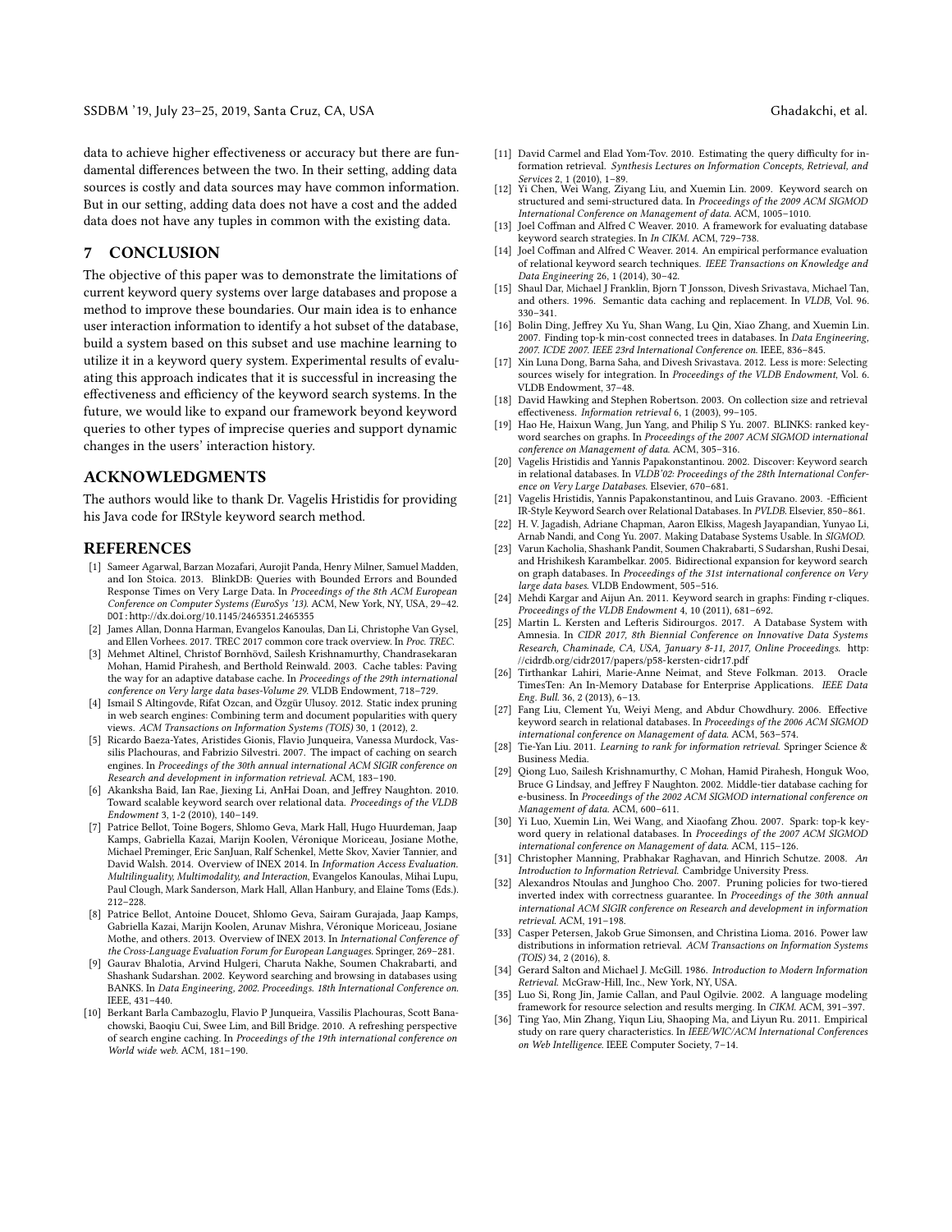data to achieve higher effectiveness or accuracy but there are fundamental differences between the two. In their setting, adding data sources is costly and data sources may have common information. But in our setting, adding data does not have a cost and the added data does not have any tuples in common with the existing data.

## 7 CONCLUSION

The objective of this paper was to demonstrate the limitations of current keyword query systems over large databases and propose a method to improve these boundaries. Our main idea is to enhance user interaction information to identify a hot subset of the database, build a system based on this subset and use machine learning to utilize it in a keyword query system. Experimental results of evaluating this approach indicates that it is successful in increasing the effectiveness and efficiency of the keyword search systems. In the future, we would like to expand our framework beyond keyword queries to other types of imprecise queries and support dynamic changes in the users' interaction history.

## ACKNOWLEDGMENTS

The authors would like to thank Dr. Vagelis Hristidis for providing his Java code for IRStyle keyword search method.

## REFERENCES

[1] Sameer Agarwal, Barzan Mozafari, Aurojit Panda, Henry Milner, Samuel Madden, and Ion Stoica. 2013. BlinkDB: Queries with Bounded Errors and Bounded Response Times on Very Large Data. In *Proceedings of the 8th ACM European Conference on Computer Systems (EuroSys '13)*. ACM, New York, NY, USA, 29–42. DOI: http://dx.doi.org/10.1145/2465351.2465355

[2] James Allan, Donna Harman, Evangelos Kanoulas, Dan Li, Christophe Van Gysel, and Ellen Vorhees. 2017. TREC 2017 common core track overview. In *Proc. TREC*.

[3] Mehmet Altinel, Christof Bornhövd, Sailesh Krishnamurthy, Chandrasekaran Mohan, Hamid Pirahesh, and Berthold Reinwald. 2003. Cache tables: Paving the way for an adaptive database cache. In *Proceedings of the 29th international conference on Very large data bases-Volume 29*. VLDB Endowment, 718–729.

[4] Ismail S Altingovde, Rifat Ozcan, and Özgür Ulusoy. 2012. Static index pruning in web search engines: Combining term and document popularities with query views. *ACM Transactions on Information Systems (TOIS)* 30, 1 (2012), 2.

[5] Ricardo Baeza-Yates, Aristides Gionis, Flavio Junqueira, Vanessa Murdock, Vassilis Plachouras, and Fabrizio Silvestri. 2007. The impact of caching on search engines. In *Proceedings of the 30th annual international ACM SIGIR conference on Research and development in information retrieval*. ACM, 183–190.

[6] Akanksha Baid, Ian Rae, Jiexing Li, AnHai Doan, and Jeffrey Naughton. 2010. Toward scalable keyword search over relational data. *Proceedings of the VLDB Endowment* 3, 1-2 (2010), 140–149.

[7] Patrice Bellot, Toine Bogers, Shlomo Geva, Mark Hall, Hugo Huurdeman, Jaap Kamps, Gabriella Kazai, Marijn Koolen, Véronique Moriceau, Josiane Mothe, Michael Preminger, Eric SanJuan, Ralf Schenkel, Mette Skov, Xavier Tannier, and David Walsh. 2014. Overview of INEX 2014. In *Information Access Evaluation. Multilinguality, Multimodality, and Interaction*, Evangelos Kanoulas, Mihai Lupu, Paul Clough, Mark Sanderson, Mark Hall, Allan Hanbury, and Elaine Toms (Eds.). 212–228.

[8] Patrice Bellot, Antoine Doucet, Shlomo Geva, Sairam Gurajada, Jaap Kamps, Gabriella Kazai, Marijn Koolen, Arunav Mishra, Véronique Moriceau, Josiane Mothe, and others. 2013. Overview of INEX 2013. In *International Conference of the Cross-Language Evaluation Forum for European Languages*. Springer, 269–281.

[9] Gaurav Bhalotia, Arvind Hulgeri, Charuta Nakhe, Soumen Chakrabarti, and Shashank Sudarshan. 2002. Keyword searching and browsing in databases using BANKS. In *Data Engineering, 2002. Proceedings. 18th International Conference on*. IEEE, 431–440.

[10] Berkant Barla Cambazoglu, Flavio P Junqueira, Vassilis Plachouras, Scott Banachowski, Baoqiu Cui, Swee Lim, and Bill Bridge. 2010. A refreshing perspective of search engine caching. In *Proceedings of the 19th international conference on World wide web*. ACM, 181–190.

[11] David Carmel and Elad Yom-Tov. 2010. Estimating the query difficulty for information retrieval. *Synthesis Lectures on Information Concepts, Retrieval, and Services* 2, 1 (2010), 1–89.

[12] Yi Chen, Wei Wang, Ziyang Liu, and Xuemin Lin. 2009. Keyword search on structured and semi-structured data. In *Proceedings of the 2009 ACM SIGMOD International Conference on Management of data*. ACM, 1005–1010.

[13] Joel Coffman and Alfred C Weaver. 2010. A framework for evaluating database keyword search strategies. In *In CIKM*. ACM, 729–738.

[14] Joel Coffman and Alfred C Weaver. 2014. An empirical performance evaluation of relational keyword search techniques. *IEEE Transactions on Knowledge and Data Engineering* 26, 1 (2014), 30–42.

[15] Shaul Dar, Michael J Franklin, Bjorn T Jonsson, Divesh Srivastava, Michael Tan, and others. 1996. Semantic data caching and replacement. In *VLDB*, Vol. 96. 330–341.

[16] Bolin Ding, Jeffrey Xu Yu, Shan Wang, Lu Qin, Xiao Zhang, and Xuemin Lin. 2007. Finding top-k min-cost connected trees in databases. In *Data Engineering, 2007. ICDE 2007. IEEE 23rd International Conference on*. IEEE, 836–845.

[17] Xin Luna Dong, Barna Saha, and Divesh Srivastava. 2012. Less is more: Selecting sources wisely for integration. In *Proceedings of the VLDB Endowment*, Vol. 6. VLDB Endowment, 37–48.

[18] David Hawking and Stephen Robertson. 2003. On collection size and retrieval effectiveness. *Information retrieval* 6, 1 (2003), 99–105.

[19] Hao He, Haixun Wang, Jun Yang, and Philip S Yu. 2007. BLINKS: ranked keyword searches on graphs. In *Proceedings of the 2007 ACM SIGMOD international conference on Management of data*. ACM, 305–316.

[20] Vagelis Hristidis and Yannis Papakonstantinou. 2002. Discover: Keyword search in relational databases. In *VLDB'02: Proceedings of the 28th International Conference on Very Large Databases*. Elsevier, 670–681.

[21] Vagelis Hristidis, Yannis Papakonstantinou, and Luis Gravano. 2003. -Efficient IR-Style Keyword Search over Relational Databases. In *PVLDB*. Elsevier, 850–861.

[22] H. V. Jagadish, Adriane Chapman, Aaron Elkiss, Magesh Jayapandian, Yunyao Li, Arnab Nandi, and Cong Yu. 2007. Making Database Systems Usable. In *SIGMOD*.

[23] Varun Kacholia, Shashank Pandit, Soumen Chakrabarti, S Sudarshan, Rushi Desai, and Hrishikesh Karambelkar. 2005. Bidirectional expansion for keyword search on graph databases. In *Proceedings of the 31st international conference on Very large data bases*. VLDB Endowment, 505–516.

[24] Mehdi Kargar and Aijun An. 2011. Keyword search in graphs: Finding r-cliques. *Proceedings of the VLDB Endowment* 4, 10 (2011), 681–692.

[25] Martin L. Kersten and Lefteris Sidirourgos. 2017. A Database System with Amnesia. In *CIDR 2017, 8th Biennial Conference on Innovative Data Systems Research, Chaminade, CA, USA, January 8-11, 2017, Online Proceedings*. http://cidrdb.org/cidr2017/papers/p58-kersten-cidr17.pdf

[26] Tirthankar Lahiri, Marie-Anne Neimat, and Steve Folkman. 2013. Oracle TimesTen: An In-Memory Database for Enterprise Applications. *IEEE Data Eng. Bull.* 36, 2 (2013), 6–13.

[27] Fang Liu, Clement Yu, Weiyi Meng, and Abdur Chowdhury. 2006. Effective keyword search in relational databases. In *Proceedings of the 2006 ACM SIGMOD international conference on Management of data*. ACM, 563–574.

[28] Tie-Yan Liu. 2011. *Learning to rank for information retrieval*. Springer Science & Business Media.

[29] Qiong Luo, Sailesh Krishnamurthy, C Mohan, Hamid Pirahesh, Honguk Woo, Bruce G Lindsay, and Jeffrey F Naughton. 2002. Middle-tier database caching for e-business. In *Proceedings of the 2002 ACM SIGMOD international conference on Management of data*. ACM, 600–611.

[30] Yi Luo, Xuemin Lin, Wei Wang, and Xiaofang Zhou. 2007. Spark: top-k keyword query in relational databases. In *Proceedings of the 2007 ACM SIGMOD international conference on Management of data*. ACM, 115–126.

[31] Christopher Manning, Prabhakar Raghavan, and Hinrich Schutze. 2008. *An Introduction to Information Retrieval*. Cambridge University Press.

[32] Alexandros Ntoulas and Junghoo Cho. 2007. Pruning policies for two-tiered inverted index with correctness guarantee. In *Proceedings of the 30th annual international ACM SIGIR conference on Research and development in information retrieval*. ACM, 191–198.

[33] Casper Petersen, Jakob Grue Simonsen, and Christina Lioma. 2016. Power law distributions in information retrieval. *ACM Transactions on Information Systems (TOIS)* 34, 2 (2016), 8.

[34] Gerard Salton and Michael J. McGill. 1986. *Introduction to Modern Information Retrieval*. McGraw-Hill, Inc., New York, NY, USA.

[35] Luo Si, Rong Jin, Jamie Callan, and Paul Ogilvie. 2002. A language modeling framework for resource selection and results merging. In *CIKM*. ACM, 391–397.

[36] Ting Yao, Min Zhang, Yiqun Liu, Shaoping Ma, and Liyun Ru. 2011. Empirical study on rare query characteristics. In *IEEE/WIC/ACM International Conferences on Web Intelligence*. IEEE Computer Society, 7–14.